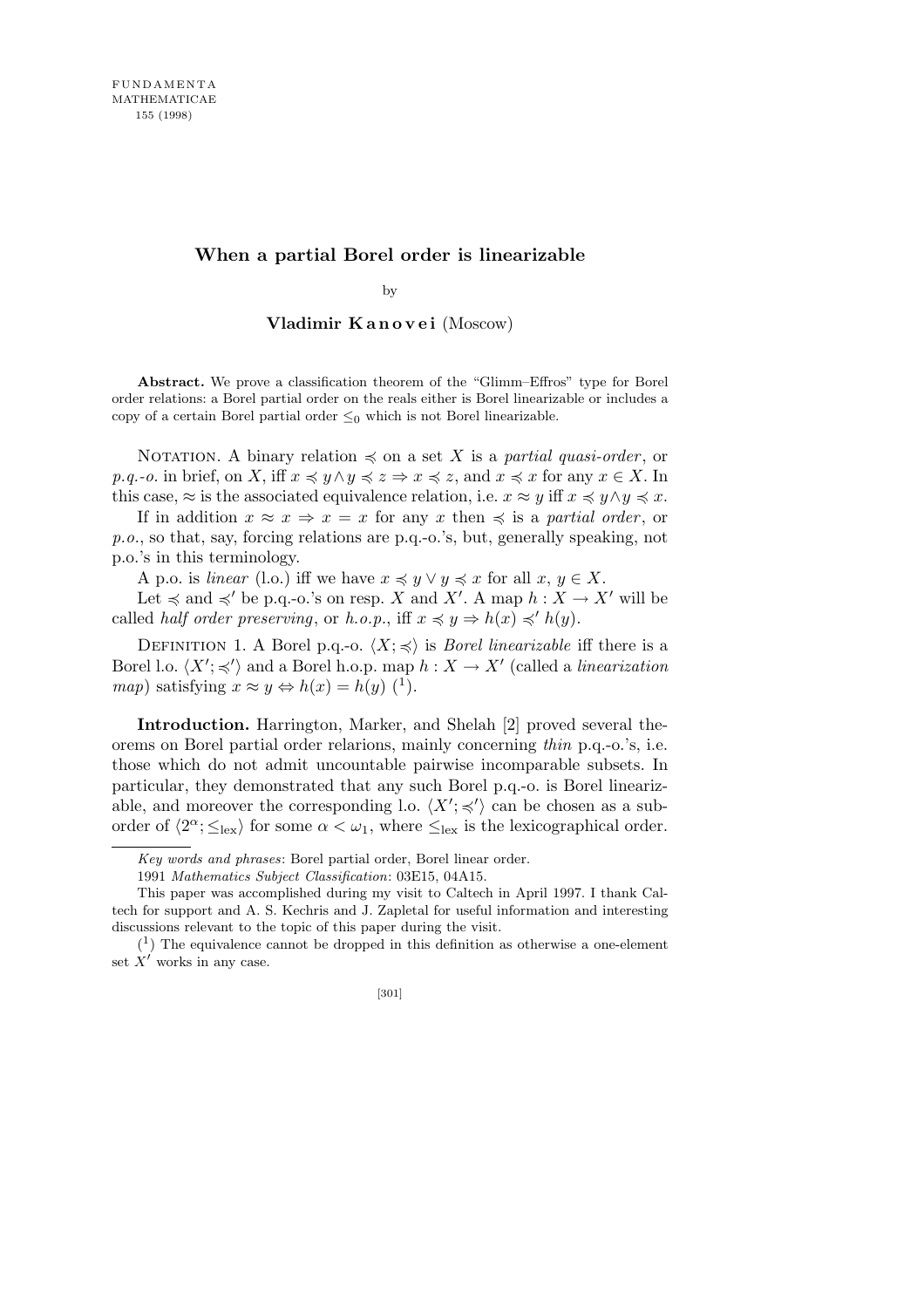# When a partial Borel order is linearizable

by

**Vladimir Kanovei** (Moscow)

**Abstract.** We prove a classification theorem of the "Glimm–Effros" type for Borel order relations: a Borel partial order on the reals either is Borel linearizable or includes a copy of a certain Borel partial order $\le_0$ which is not Borel linearizable.

Notation. A binary relation $\preccurlyeq$ on a set $X$ is a *partial quasi-order*, or *p.q.-o.* in brief, on $X$, iff $x \preccurlyeq y \wedge y \preccurlyeq z \Rightarrow x \preccurlyeq z$, and $x \preccurlyeq x$ for any $x \in X$. In this case, $\approx$ is the associated equivalence relation, i.e. $x \approx y$ iff $x \preccurlyeq y \wedge y \preccurlyeq x$.

If in addition $x \approx x \Rightarrow x = x$ for any $x$ then $\preccurlyeq$ is a *partial order*, or *p.o.*, so that, say, forcing relations are p.q.-o.'s, but, generally speaking, not p.o.'s in this terminology.

A p.o. is *linear* (l.o.) iff we have $x \preccurlyeq y \vee y \preccurlyeq x$ for all $x, y \in X$.

Let $\preccurlyeq$ and $\preccurlyeq'$ be p.q.-o.'s on resp. $X$ and $X'$. A map $h : X \to X'$ will be called *half order preserving*, or *h.o.p.*, iff $x \preccurlyeq y \Rightarrow h(x) \preccurlyeq' h(y)$.

Definition 1. A Borel p.q.-o. $\langle X; \preccurlyeq\rangle$ is *Borel linearizable* iff there is a Borel l.o. $\langle X'; \preccurlyeq'\rangle$ and a Borel h.o.p. map $h : X \to X'$ (called a *linearization map*) satisfying $x \approx y \Leftrightarrow h(x) = h(y)$ (1).

**Introduction.** Harrington, Marker, and Shelah [2] proved several theorems on Borel partial order relarions, mainly concerning *thin* p.q.-o.'s, i.e. those which do not admit uncountable pairwise incomparable subsets. In particular, they demonstrated that any such Borel p.q.-o. is Borel linearizable, and moreover the corresponding l.o. $\langle X'; \preccurlyeq'\rangle$ can be chosen as a suborder of $\langle 2^\alpha; \le_{\text{lex}}\rangle$ for some $\alpha < \omega_1$, where $\le_{\text{lex}}$ is the lexicographical order.

---

*Key words and phrases*: Borel partial order, Borel linear order.

1991 *Mathematics Subject Classification*: 03E15, 04A15.

This paper was accomplished during my visit to Caltech in April 1997. I thank Caltech for support and A. S. Kechris and J. Zapletal for useful information and interesting discussions relevant to the topic of this paper during the visit.

(1) The equivalence cannot be dropped in this definition as otherwise a one-element set $X'$ works in any case.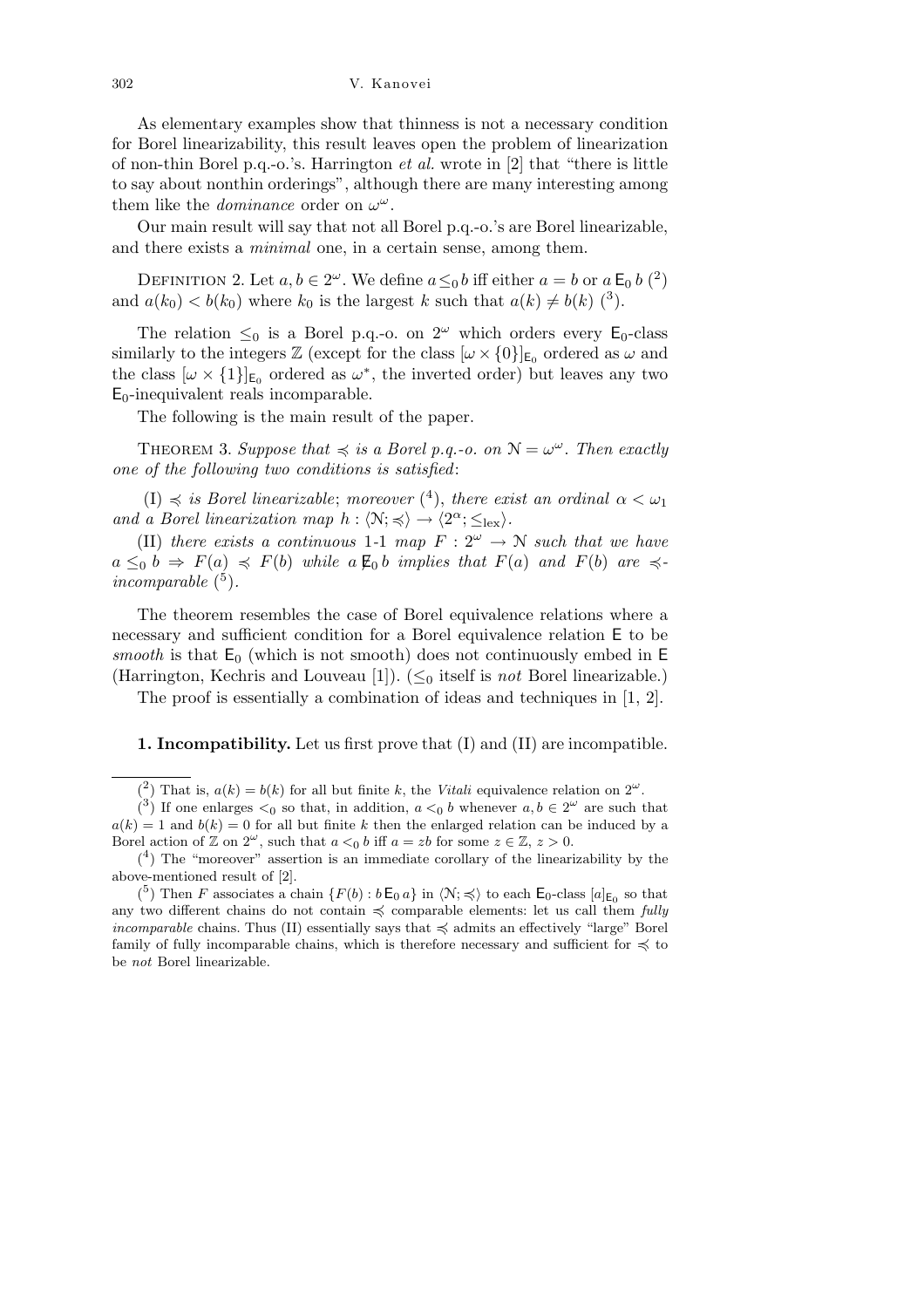As elementary examples show that thinness is not a necessary condition for Borel linearizability, this result leaves open the problem of linearization of non-thin Borel p.q.-o.'s. Harrington *et al.* wrote in [2] that "there is little to say about nonthin orderings", although there are many interesting among them like the *dominance* order on $\omega^\omega$.

Our main result will say that not all Borel p.q.-o.'s are Borel linearizable, and there exists a *minimal* one, in a certain sense, among them.

Definition 2. Let $a, b \in 2^\omega$. We define $a \leq_0 b$ iff either $a = b$ or $a \mathsf{E}_0 b$ (2) and $a(k_0) < b(k_0)$ where $k_0$ is the largest $k$ such that $a(k) \neq b(k)$ (3).

The relation $\leq_0$ is a Borel p.q.-o. on $2^\omega$ which orders every $\mathsf{E}_0$-class similarly to the integers $\mathbb{Z}$ (except for the class $[\omega \times \{0\}]_{\mathsf{E}_0}$ ordered as $\omega$ and the class $[\omega \times \{1\}]_{\mathsf{E}_0}$ ordered as $\omega^*$, the inverted order) but leaves any two $\mathsf{E}_0$-inequivalent reals incomparable.

The following is the main result of the paper.

Theorem 3. *Suppose that $\preccurlyeq$ is a Borel p.q.-o. on $\mathcal{N} = \omega^\omega$. Then exactly one of the following two conditions is satisfied*:

(I) *$\preccurlyeq$ is Borel linearizable*; *moreover* (4), *there exist an ordinal $\alpha < \omega_1$ and a Borel linearization map $h : \langle \mathcal{N}; \preccurlyeq \rangle \to \langle 2^\alpha; \leq_{\text{lex}} \rangle$.*

(II) *there exists a continuous* 1-1 *map $F : 2^\omega \to \mathcal{N}$ such that we have $a \leq_0 b \Rightarrow F(a) \preccurlyeq F(b)$ while $a \not\mathsf{E}_0 b$ implies that $F(a)$ and $F(b)$ are $\preccurlyeq$-incomparable* (5).

The theorem resembles the case of Borel equivalence relations where a necessary and sufficient condition for a Borel equivalence relation $\mathsf{E}$ to be *smooth* is that $\mathsf{E}_0$ (which is not smooth) does not continuously embed in $\mathsf{E}$ (Harrington, Kechris and Louveau [1]). ($\leq_0$ itself is *not* Borel linearizable.)

The proof is essentially a combination of ideas and techniques in [1, 2].

**1. Incompatibility.** Let us first prove that (I) and (II) are incompatible.

---

(2) That is, $a(k) = b(k)$ for all but finite $k$, the *Vitali* equivalence relation on $2^\omega$.

(3) If one enlarges $<_0$ so that, in addition, $a <_0 b$ whenever $a, b \in 2^\omega$ are such that $a(k) = 1$ and $b(k) = 0$ for all but finite $k$ then the enlarged relation can be induced by a Borel action of $\mathbb{Z}$ on $2^\omega$, such that $a <_0 b$ iff $a = zb$ for some $z \in \mathbb{Z}$, $z > 0$.

(4) The "moreover" assertion is an immediate corollary of the linearizability by the above-mentioned result of [2].

(5) Then $F$ associates a chain $\{F(b) : b \mathsf{E}_0 a\}$ in $\langle \mathcal{N}; \preccurlyeq \rangle$ to each $\mathsf{E}_0$-class $[a]_{\mathsf{E}_0}$ so that any two different chains do not contain $\preccurlyeq$ comparable elements: let us call them *fully incomparable* chains. Thus (II) essentially says that $\preccurlyeq$ admits an effectively "large" Borel family of fully incomparable chains, which is therefore necessary and sufficient for $\preccurlyeq$ to be *not* Borel linearizable.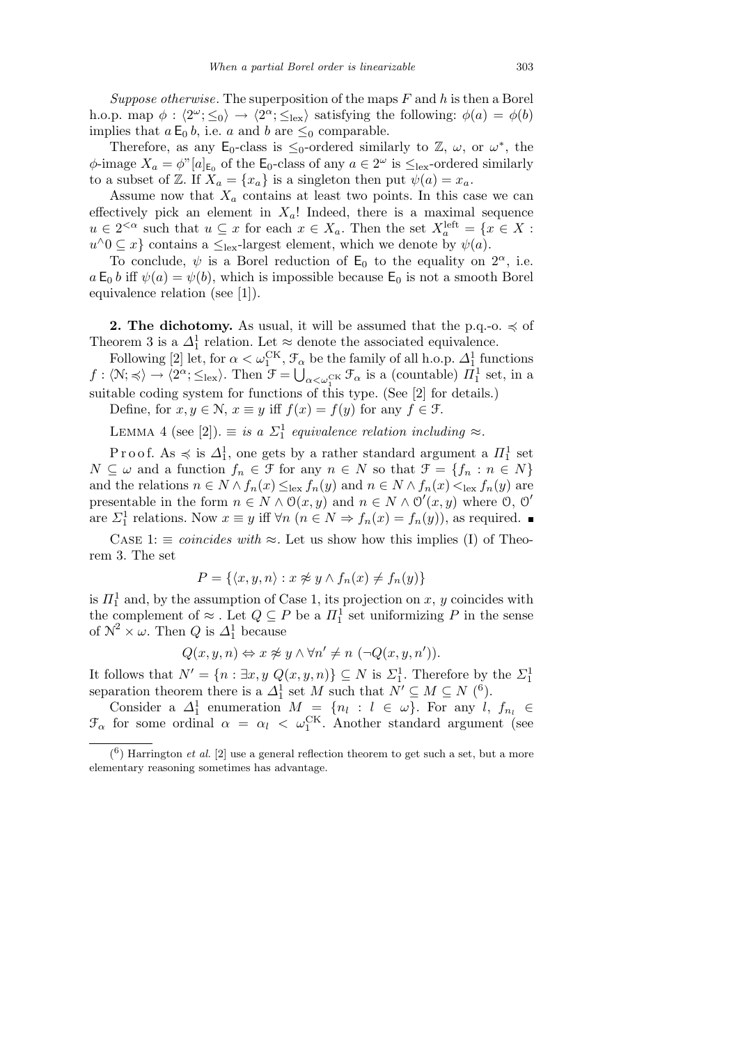*Suppose otherwise*. The superposition of the maps $F$ and $h$ is then a Borel h.o.p. map $\phi : \langle 2^\omega; \le_0 \rangle \to \langle 2^\alpha; \le_{\rm lex} \rangle$ satisfying the following: $\phi(a) = \phi(b)$ implies that $a \mathsf{E}_0 b$, i.e. $a$ and $b$ are $\le_0$ comparable.

Therefore, as any $\mathsf{E}_0$-class is $\le_0$-ordered similarly to $\mathbb{Z}$, $\omega$, or $\omega^*$, the $\phi$-image $X_a = \phi"[a]_{\mathsf{E}_0}$ of the $\mathsf{E}_0$-class of any $a \in 2^\omega$ is $\le_{\rm lex}$-ordered similarly to a subset of $\mathbb{Z}$. If $X_a = \{x_a\}$ is a singleton then put $\psi(a) = x_a$.

Assume now that $X_a$ contains at least two points. In this case we can effectively pick an element in $X_a$! Indeed, there is a maximal sequence $u \in 2^{<\alpha}$ such that $u \subseteq x$ for each $x \in X_a$. Then the set $X_a^{\rm left} = \{x \in X : u^\wedge 0 \subseteq x\}$ contains a $\le_{\rm lex}$-largest element, which we denote by $\psi(a)$.

To conclude, $\psi$ is a Borel reduction of $\mathsf{E}_0$ to the equality on $2^\alpha$, i.e. $a \mathsf{E}_0 b$ iff $\psi(a) = \psi(b)$, which is impossible because $\mathsf{E}_0$ is not a smooth Borel equivalence relation (see [1]).

**2. The dichotomy.** As usual, it will be assumed that the p.q.-o. $\preccurlyeq$ of Theorem 3 is a $\Delta^1_1$ relation. Let $\approx$ denote the associated equivalence.

Following [2] let, for $\alpha < \omega_1^{\rm CK}$, $\mathcal{F}_\alpha$ be the family of all h.o.p. $\Delta^1_1$ functions $f : \langle \mathcal{N}; \preccurlyeq \rangle \to \langle 2^\alpha; \le_{\rm lex} \rangle$. Then $\mathcal{F} = \bigcup_{\alpha < \omega_1^{\rm CK}} \mathcal{F}_\alpha$ is a (countable) $\Pi^1_1$ set, in a suitable coding system for functions of this type. (See [2] for details.)

Define, for $x, y \in \mathcal{N}$, $x \equiv y$ iff $f(x) = f(y)$ for any $f \in \mathcal{F}$.

LEMMA 4 (see [2]). *$\equiv$ is a $\Sigma^1_1$ equivalence relation including $\approx$.*

Proof. As $\preccurlyeq$ is $\Delta^1_1$, one gets by a rather standard argument a $\Pi^1_1$ set $N \subseteq \omega$ and a function $f_n \in \mathcal{F}$ for any $n \in N$ so that $\mathcal{F} = \{f_n : n \in N\}$ and the relations $n \in N \wedge f_n(x) \le_{\rm lex} f_n(y)$ and $n \in N \wedge f_n(x) <_{\rm lex} f_n(y)$ are presentable in the form $n \in N \wedge \mathcal{O}(x, y)$ and $n \in N \wedge \mathcal{O}'(x, y)$ where $\mathcal{O}$, $\mathcal{O}'$ are $\Sigma^1_1$ relations. Now $x \equiv y$ iff $\forall n \, (n \in N \Rightarrow f_n(x) = f_n(y))$, as required. ∎

CASE 1: *$\equiv$ coincides with $\approx$*. Let us show how this implies (I) of Theorem 3. The set

$$P = \{\langle x, y, n \rangle : x \not\approx y \wedge f_n(x) \ne f_n(y)\}$$

is $\Pi^1_1$ and, by the assumption of Case 1, its projection on $x$, $y$ coincides with the complement of $\approx$. Let $Q \subseteq P$ be a $\Pi^1_1$ set uniformizing $P$ in the sense of $\mathcal{N}^2 \times \omega$. Then $Q$ is $\Delta^1_1$ because

$$Q(x, y, n) \Leftrightarrow x \not\approx y \wedge \forall n' \ne n \, (\neg Q(x, y, n')).$$

It follows that $N' = \{n : \exists x, y \, Q(x, y, n)\} \subseteq N$ is $\Sigma^1_1$. Therefore by the $\Sigma^1_1$ separation theorem there is a $\Delta^1_1$ set $M$ such that $N' \subseteq M \subseteq N$ (6).

Consider a $\Delta^1_1$ enumeration $M = \{n_l : l \in \omega\}$. For any $l$, $f_{n_l} \in \mathcal{F}_\alpha$ for some ordinal $\alpha = \alpha_l < \omega_1^{\rm CK}$. Another standard argument (see

(6) Harrington *et al.* [2] use a general reflection theorem to get such a set, but a more elementary reasoning sometimes has advantage.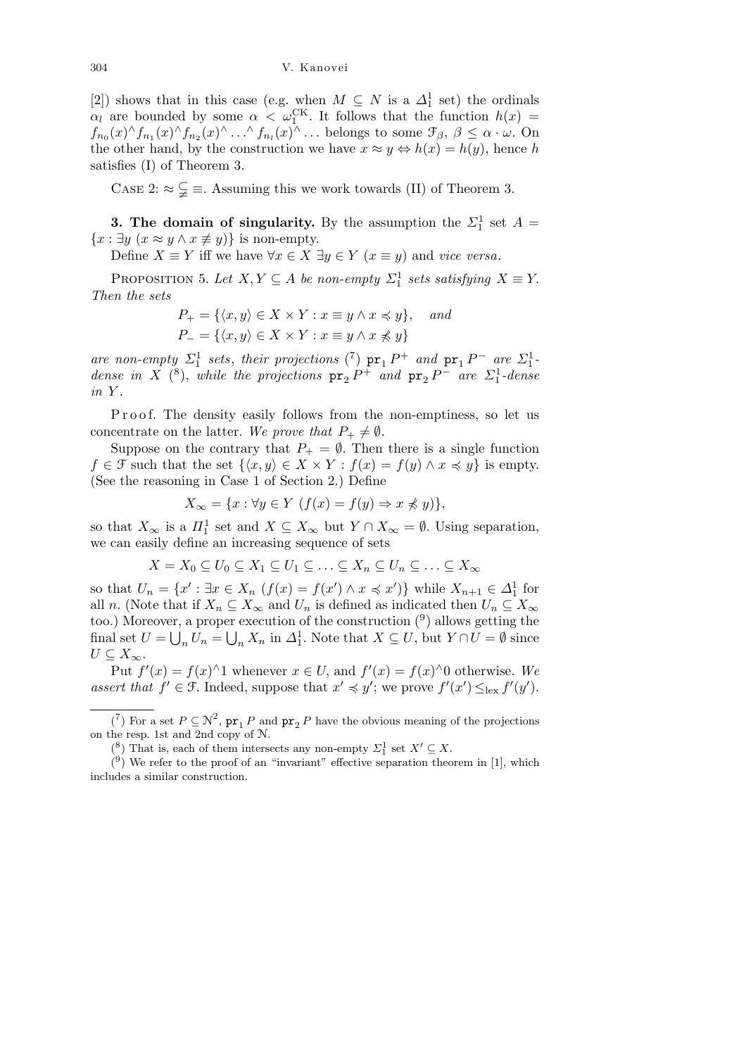[2]) shows that in this case (e.g. when $M \subseteq N$ is a $\Delta^1_1$ set) the ordinals $\alpha_l$ are bounded by some $\alpha < \omega_1^{\mathrm{CK}}$. It follows that the function $h(x) = f_{n_0}(x)^\wedge f_{n_1}(x)^\wedge f_{n_2}(x)^\wedge \ldots ^\wedge f_{n_l}(x)^\wedge \ldots$ belongs to some $\mathcal{F}_\beta$, $\beta \le \alpha \cdot \omega$. On the other hand, by the construction we have $x \approx y \Leftrightarrow h(x) = h(y)$, hence $h$ satisfies (I) of Theorem 3.

CASE 2: $\approx \subsetneqq \equiv$. Assuming this we work towards (II) of Theorem 3.

**3. The domain of singularity.** By the assumption the $\Sigma^1_1$ set $A = \{x : \exists y\ (x \approx y \wedge x \not\equiv y)\}$ is non-empty.

Define $X \equiv Y$ iff we have $\forall x \in X\ \exists y \in Y\ (x \equiv y)$ and *vice versa*.

PROPOSITION 5. *Let $X, Y \subseteq A$ be non-empty $\Sigma^1_1$ sets satisfying $X \equiv Y$. Then the sets*

$$P_+ = \{\langle x, y\rangle \in X \times Y : x \equiv y \wedge x \preccurlyeq y\}, \quad \textit{and}$$
$$P_- = \{\langle x, y\rangle \in X \times Y : x \equiv y \wedge x \not\preccurlyeq y\}$$

*are non-empty $\Sigma^1_1$ sets, their projections* (7) $\mathtt{pr}_1 P^+$ *and* $\mathtt{pr}_1 P^-$ *are $\Sigma^1_1$-dense in $X$* (8)*, while the projections* $\mathtt{pr}_2 P^+$ *and* $\mathtt{pr}_2 P^-$ *are $\Sigma^1_1$-dense in $Y$.*

Proof. The density easily follows from the non-emptiness, so let us concentrate on the latter. *We prove that $P_+ \neq \emptyset$.*

Suppose on the contrary that $P_+ = \emptyset$. Then there is a single function $f \in \mathcal{F}$ such that the set $\{\langle x, y\rangle \in X \times Y : f(x) = f(y) \wedge x \preccurlyeq y\}$ is empty. (See the reasoning in Case 1 of Section 2.) Define

$$X_\infty = \{x : \forall y \in Y\ (f(x) = f(y) \Rightarrow x \not\preccurlyeq y)\},$$

so that $X_\infty$ is a $\Pi^1_1$ set and $X \subseteq X_\infty$ but $Y \cap X_\infty = \emptyset$. Using separation, we can easily define an increasing sequence of sets

$$X = X_0 \subseteq U_0 \subseteq X_1 \subseteq U_1 \subseteq \ldots \subseteq X_n \subseteq U_n \subseteq \ldots \subseteq X_\infty$$

so that $U_n = \{x' : \exists x \in X_n\ (f(x) = f(x') \wedge x \preccurlyeq x')\}$ while $X_{n+1} \in \Delta^1_1$ for all $n$. (Note that if $X_n \subseteq X_\infty$ and $U_n$ is defined as indicated then $U_n \subseteq X_\infty$ too.) Moreover, a proper execution of the construction (9) allows getting the final set $U = \bigcup_n U_n = \bigcup_n X_n$ in $\Delta^1_1$. Note that $X \subseteq U$, but $Y \cap U = \emptyset$ since $U \subseteq X_\infty$.

Put $f'(x) = f(x)^\wedge 1$ whenever $x \in U$, and $f'(x) = f(x)^\wedge 0$ otherwise. *We assert that $f' \in \mathcal{F}$.* Indeed, suppose that $x' \preccurlyeq y'$; we prove $f'(x') \le_{\mathrm{lex}} f'(y')$.

---

(7) For a set $P \subseteq \mathcal{N}^2$, $\mathtt{pr}_1 P$ and $\mathtt{pr}_2 P$ have the obvious meaning of the projections on the resp. 1st and 2nd copy of $\mathcal{N}$.

(8) That is, each of them intersects any non-empty $\Sigma^1_1$ set $X' \subseteq X$.

(9) We refer to the proof of an "invariant" effective separation theorem in [1], which includes a similar construction.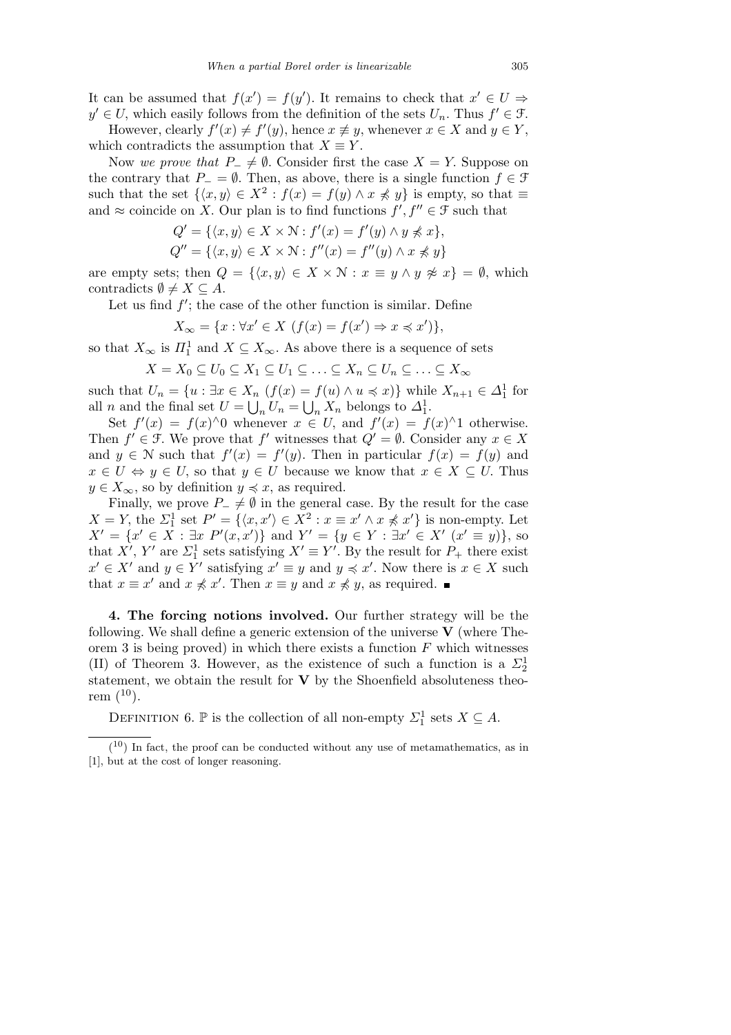It can be assumed that $f(x') = f(y')$. It remains to check that $x' \in U \Rightarrow y' \in U$, which easily follows from the definition of the sets $U_n$. Thus $f' \in \mathcal{F}$.

However, clearly $f'(x) \neq f'(y)$, hence $x \not\equiv y$, whenever $x \in X$ and $y \in Y$, which contradicts the assumption that $X \equiv Y$.

Now *we prove that* $P_- \neq \emptyset$. Consider first the case $X = Y$. Suppose on the contrary that $P_- = \emptyset$. Then, as above, there is a single function $f \in \mathcal{F}$ such that the set $\{\langle x, y\rangle \in X^2 : f(x) = f(y) \wedge x \not\preccurlyeq y\}$ is empty, so that $\equiv$ and $\approx$ coincide on $X$. Our plan is to find functions $f', f'' \in \mathcal{F}$ such that

$$Q' = \{\langle x, y\rangle \in X \times \mathcal{N} : f'(x) = f'(y) \wedge y \not\preccurlyeq x\},$$
$$Q'' = \{\langle x, y\rangle \in X \times \mathcal{N} : f''(x) = f''(y) \wedge x \not\preccurlyeq y\}$$

are empty sets; then $Q = \{\langle x, y\rangle \in X \times \mathcal{N} : x \equiv y \wedge y \not\approx x\} = \emptyset$, which contradicts $\emptyset \neq X \subseteq A$.

Let us find $f'$; the case of the other function is similar. Define

$$X_\infty = \{x : \forall x' \in X\ (f(x) = f(x') \Rightarrow x \preccurlyeq x')\},$$

so that $X_\infty$ is $\Pi^1_1$ and $X \subseteq X_\infty$. As above there is a sequence of sets

$$X = X_0 \subseteq U_0 \subseteq X_1 \subseteq U_1 \subseteq \ldots \subseteq X_n \subseteq U_n \subseteq \ldots \subseteq X_\infty$$

such that $U_n = \{u : \exists x \in X_n\ (f(x) = f(u) \wedge u \preccurlyeq x)\}$ while $X_{n+1} \in \Delta^1_1$ for all $n$ and the final set $U = \bigcup_n U_n = \bigcup_n X_n$ belongs to $\Delta^1_1$.

Set $f'(x) = f(x)^\wedge 0$ whenever $x \in U$, and $f'(x) = f(x)^\wedge 1$ otherwise. Then $f' \in \mathcal{F}$. We prove that $f'$ witnesses that $Q' = \emptyset$. Consider any $x \in X$ and $y \in \mathcal{N}$ such that $f'(x) = f'(y)$. Then in particular $f(x) = f(y)$ and $x \in U \Leftrightarrow y \in U$, so that $y \in U$ because we know that $x \in X \subseteq U$. Thus $y \in X_\infty$, so by definition $y \preccurlyeq x$, as required.

Finally, we prove $P_- \neq \emptyset$ in the general case. By the result for the case $X = Y$, the $\Sigma^1_1$ set $P' = \{\langle x, x'\rangle \in X^2 : x \equiv x' \wedge x \not\preccurlyeq x'\}$ is non-empty. Let $X' = \{x' \in X : \exists x\ P'(x, x')\}$ and $Y' = \{y \in Y : \exists x' \in X'\ (x' \equiv y)\}$, so that $X'$, $Y'$ are $\Sigma^1_1$ sets satisfying $X' \equiv Y'$. By the result for $P_+$ there exist $x' \in X'$ and $y \in Y'$ satisfying $x' \equiv y$ and $y \preccurlyeq x'$. Now there is $x \in X$ such that $x \equiv x'$ and $x \not\preccurlyeq x'$. Then $x \equiv y$ and $x \not\preccurlyeq y$, as required. ∎

**4. The forcing notions involved.** Our further strategy will be the following. We shall define a generic extension of the universe $\mathbf{V}$ (where Theorem 3 is being proved) in which there exists a function $F$ which witnesses (II) of Theorem 3. However, as the existence of such a function is a $\Sigma^1_2$ statement, we obtain the result for $\mathbf{V}$ by the Shoenfield absoluteness theorem ([10]).

Definition 6. $\mathbb{P}$ is the collection of all non-empty $\Sigma^1_1$ sets $X \subseteq A$.

---

([10]) In fact, the proof can be conducted without any use of metamathematics, as in [1], but at the cost of longer reasoning.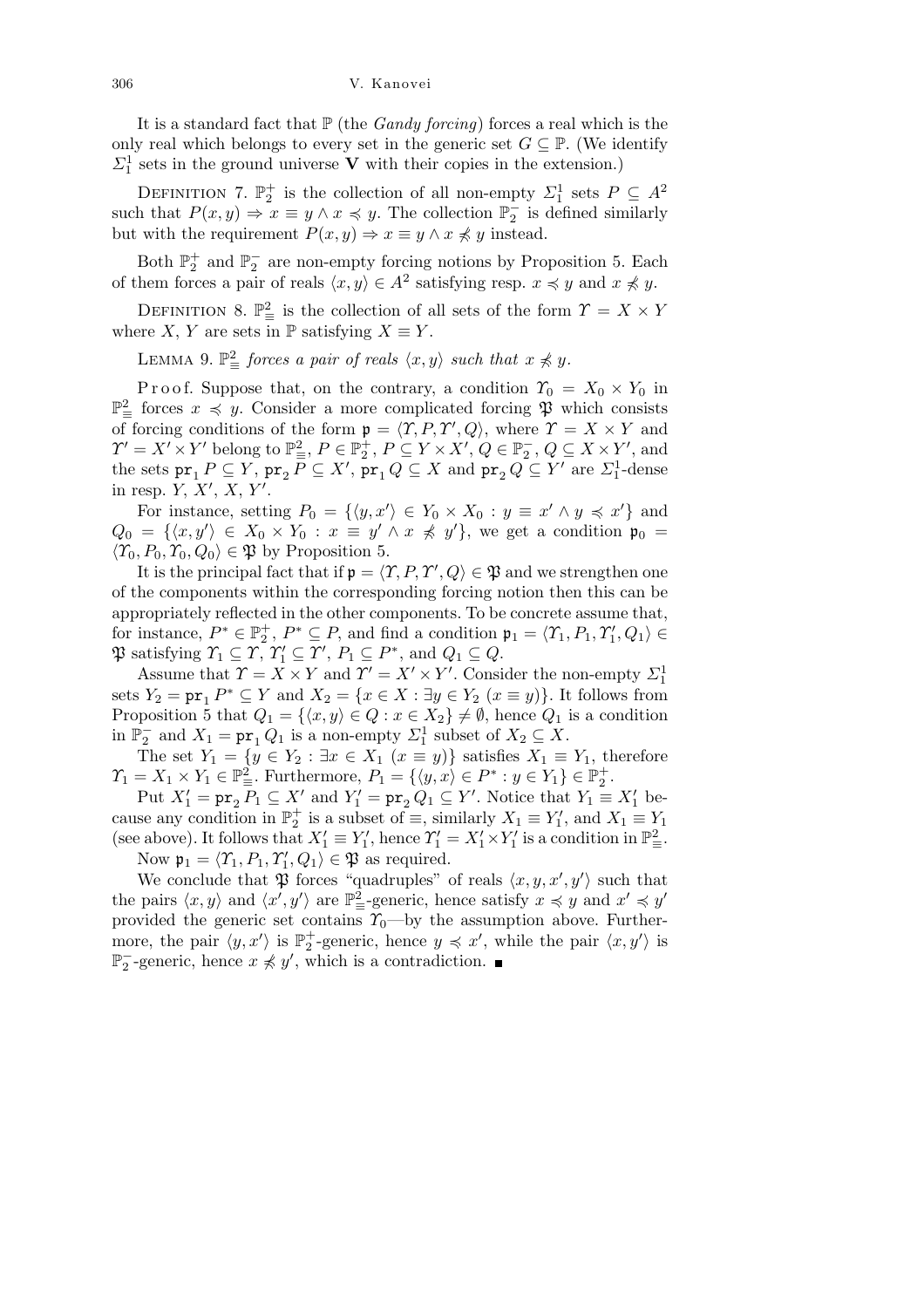It is a standard fact that $\mathbb{P}$ (the *Gandy forcing*) forces a real which is the only real which belongs to every set in the generic set $G \subseteq \mathbb{P}$. (We identify $\Sigma^1_1$ sets in the ground universe $\mathbf{V}$ with their copies in the extension.)

DEFINITION 7. $\mathbb{P}^+_2$ is the collection of all non-empty $\Sigma^1_1$ sets $P \subseteq A^2$ such that $P(x,y) \Rightarrow x \equiv y \wedge x \preccurlyeq y$. The collection $\mathbb{P}^-_2$ is defined similarly but with the requirement $P(x,y) \Rightarrow x \equiv y \wedge x \not\preccurlyeq y$ instead.

Both $\mathbb{P}^+_2$ and $\mathbb{P}^-_2$ are non-empty forcing notions by Proposition 5. Each of them forces a pair of reals $\langle x, y\rangle \in A^2$ satisfying resp. $x \preccurlyeq y$ and $x \not\preccurlyeq y$.

DEFINITION 8. $\mathbb{P}^2_{\equiv}$ is the collection of all sets of the form $\Upsilon = X \times Y$ where $X$, $Y$ are sets in $\mathbb{P}$ satisfying $X \equiv Y$.

LEMMA 9. *$\mathbb{P}^2_{\equiv}$ forces a pair of reals $\langle x, y\rangle$ such that $x \not\preccurlyeq y$.*

Proof. Suppose that, on the contrary, a condition $\Upsilon_0 = X_0 \times Y_0$ in $\mathbb{P}^2_{\equiv}$ forces $x \preccurlyeq y$. Consider a more complicated forcing $\mathfrak{P}$ which consists of forcing conditions of the form $\mathfrak{p} = \langle \Upsilon, P, \Upsilon', Q\rangle$, where $\Upsilon = X \times Y$ and $\Upsilon' = X' \times Y'$ belong to $\mathbb{P}^2_{\equiv}$, $P \in \mathbb{P}^+_2$, $P \subseteq Y \times X'$, $Q \in \mathbb{P}^-_2$, $Q \subseteq X \times Y'$, and the sets $\mathtt{pr}_1\, P \subseteq Y$, $\mathtt{pr}_2\, P \subseteq X'$, $\mathtt{pr}_1\, Q \subseteq X$ and $\mathtt{pr}_2\, Q \subseteq Y'$ are $\Sigma^1_1$-dense in resp. $Y$, $X'$, $X$, $Y'$.

For instance, setting $P_0 = \{\langle y, x'\rangle \in Y_0 \times X_0 : y \equiv x' \wedge y \preccurlyeq x'\}$ and $Q_0 = \{\langle x, y'\rangle \in X_0 \times Y_0 : x \equiv y' \wedge x \not\preccurlyeq y'\}$, we get a condition $\mathfrak{p}_0 = \langle \Upsilon_0, P_0, \Upsilon_0, Q_0\rangle \in \mathfrak{P}$ by Proposition 5.

It is the principal fact that if $\mathfrak{p} = \langle \Upsilon, P, \Upsilon', Q\rangle \in \mathfrak{P}$ and we strengthen one of the components within the corresponding forcing notion then this can be appropriately reflected in the other components. To be concrete assume that, for instance, $P^* \in \mathbb{P}^+_2$, $P^* \subseteq P$, and find a condition $\mathfrak{p}_1 = \langle \Upsilon_1, P_1, \Upsilon'_1, Q_1\rangle \in \mathfrak{P}$ satisfying $\Upsilon_1 \subseteq \Upsilon$, $\Upsilon'_1 \subseteq \Upsilon'$, $P_1 \subseteq P^*$, and $Q_1 \subseteq Q$.

Assume that $\Upsilon = X \times Y$ and $\Upsilon' = X' \times Y'$. Consider the non-empty $\Sigma^1_1$ sets $Y_2 = \mathtt{pr}_1\, P^* \subseteq Y$ and $X_2 = \{x \in X : \exists y \in Y_2\ (x \equiv y)\}$. It follows from Proposition 5 that $Q_1 = \{\langle x, y\rangle \in Q : x \in X_2\} \neq \emptyset$, hence $Q_1$ is a condition in $\mathbb{P}^-_2$ and $X_1 = \mathtt{pr}_1\, Q_1$ is a non-empty $\Sigma^1_1$ subset of $X_2 \subseteq X$.

The set $Y_1 = \{y \in Y_2 : \exists x \in X_1\ (x \equiv y)\}$ satisfies $X_1 \equiv Y_1$, therefore $\Upsilon_1 = X_1 \times Y_1 \in \mathbb{P}^2_{\equiv}$. Furthermore, $P_1 = \{\langle y, x\rangle \in P^* : y \in Y_1\} \in \mathbb{P}^+_2$.

Put $X'_1 = \mathtt{pr}_2\, P_1 \subseteq X'$ and $Y'_1 = \mathtt{pr}_2\, Q_1 \subseteq Y'$. Notice that $Y_1 \equiv X'_1$ because any condition in $\mathbb{P}^+_2$ is a subset of $\equiv$, similarly $X_1 \equiv Y'_1$, and $X_1 \equiv Y_1$ (see above). It follows that $X'_1 \equiv Y'_1$, hence $\Upsilon'_1 = X'_1 \times Y'_1$ is a condition in $\mathbb{P}^2_{\equiv}$.

Now $\mathfrak{p}_1 = \langle \Upsilon_1, P_1, \Upsilon'_1, Q_1\rangle \in \mathfrak{P}$ as required.

We conclude that $\mathfrak{P}$ forces "quadruples" of reals $\langle x, y, x', y'\rangle$ such that the pairs $\langle x, y\rangle$ and $\langle x', y'\rangle$ are $\mathbb{P}^2_{\equiv}$-generic, hence satisfy $x \preccurlyeq y$ and $x' \preccurlyeq y'$ provided the generic set contains $\Upsilon_0$—by the assumption above. Furthermore, the pair $\langle y, x'\rangle$ is $\mathbb{P}^+_2$-generic, hence $y \preccurlyeq x'$, while the pair $\langle x, y'\rangle$ is $\mathbb{P}^-_2$-generic, hence $x \not\preccurlyeq y'$, which is a contradiction. ∎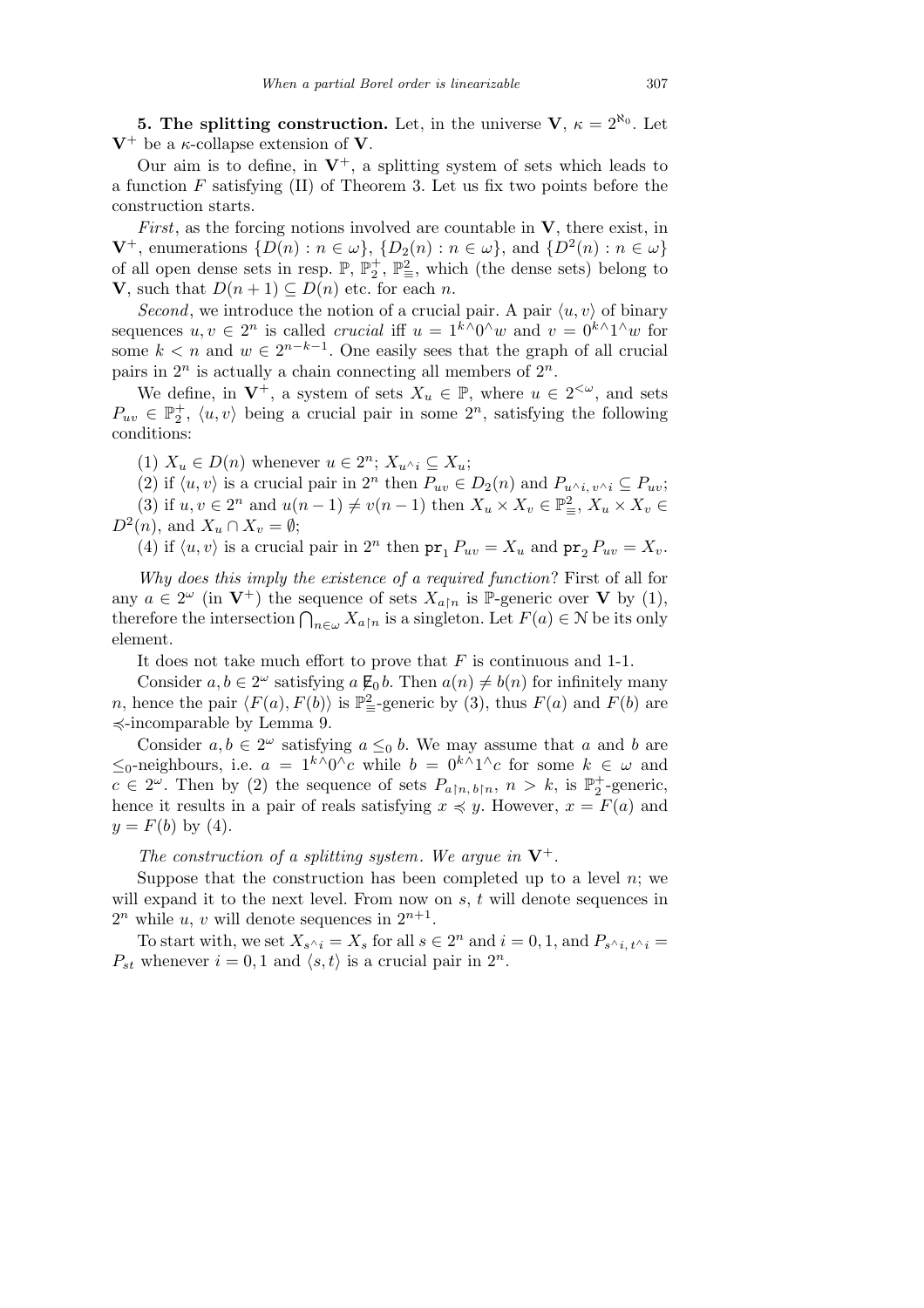**5. The splitting construction.** Let, in the universe $\mathbf{V}$, $\kappa = 2^{\aleph_0}$. Let $\mathbf{V}^+$ be a $\kappa$-collapse extension of $\mathbf{V}$.

Our aim is to define, in $\mathbf{V}^+$, a splitting system of sets which leads to a function $F$ satisfying (II) of Theorem 3. Let us fix two points before the construction starts.

*First*, as the forcing notions involved are countable in $\mathbf{V}$, there exist, in $\mathbf{V}^+$, enumerations $\{D(n) : n \in \omega\}$, $\{D_2(n) : n \in \omega\}$, and $\{D^2(n) : n \in \omega\}$ of all open dense sets in resp. $\mathbb{P}$, $\mathbb{P}_2^+$, $\mathbb{P}_{\equiv}^2$, which (the dense sets) belong to $\mathbf{V}$, such that $D(n+1) \subseteq D(n)$ etc. for each $n$.

*Second*, we introduce the notion of a crucial pair. A pair $\langle u, v\rangle$ of binary sequences $u, v \in 2^n$ is called *crucial* iff $u = 1^k{}^\wedge 0^\wedge w$ and $v = 0^k{}^\wedge 1^\wedge w$ for some $k < n$ and $w \in 2^{n-k-1}$. One easily sees that the graph of all crucial pairs in $2^n$ is actually a chain connecting all members of $2^n$.

We define, in $\mathbf{V}^+$, a system of sets $X_u \in \mathbb{P}$, where $u \in 2^{<\omega}$, and sets $P_{uv} \in \mathbb{P}_2^+$, $\langle u, v\rangle$ being a crucial pair in some $2^n$, satisfying the following conditions:

(1) $X_u \in D(n)$ whenever $u \in 2^n$; $X_{u^\wedge i} \subseteq X_u$;

(2) if $\langle u, v\rangle$ is a crucial pair in $2^n$ then $P_{uv} \in D_2(n)$ and $P_{u^\wedge i,\, v^\wedge i} \subseteq P_{uv}$;

(3) if $u, v \in 2^n$ and $u(n-1) \neq v(n-1)$ then $X_u \times X_v \in \mathbb{P}_{\equiv}^2$, $X_u \times X_v \in D^2(n)$, and $X_u \cap X_v = \emptyset$;

(4) if $\langle u, v\rangle$ is a crucial pair in $2^n$ then $\mathtt{pr}_1 P_{uv} = X_u$ and $\mathtt{pr}_2 P_{uv} = X_v$.

*Why does this imply the existence of a required function*? First of all for any $a \in 2^\omega$ (in $\mathbf{V}^+$) the sequence of sets $X_{a\restriction n}$ is $\mathbb{P}$-generic over $\mathbf{V}$ by (1), therefore the intersection $\bigcap_{n\in\omega} X_{a\restriction n}$ is a singleton. Let $F(a) \in \mathcal{N}$ be its only element.

It does not take much effort to prove that $F$ is continuous and 1-1.

Consider $a, b \in 2^\omega$ satisfying $a \not\mathsf{E}_0\, b$. Then $a(n) \neq b(n)$ for infinitely many $n$, hence the pair $\langle F(a), F(b)\rangle$ is $\mathbb{P}_{\equiv}^2$-generic by (3), thus $F(a)$ and $F(b)$ are $\preccurlyeq$-incomparable by Lemma 9.

Consider $a, b \in 2^\omega$ satisfying $a \leq_0 b$. We may assume that $a$ and $b$ are $\leq_0$-neighbours, i.e. $a = 1^k{}^\wedge 0^\wedge c$ while $b = 0^k{}^\wedge 1^\wedge c$ for some $k \in \omega$ and $c \in 2^\omega$. Then by (2) the sequence of sets $P_{a\restriction n,\, b\restriction n}$, $n > k$, is $\mathbb{P}_2^+$-generic, hence it results in a pair of reals satisfying $x \preccurlyeq y$. However, $x = F(a)$ and $y = F(b)$ by (4).

*The construction of a splitting system. We argue in* $\mathbf{V}^+$.

Suppose that the construction has been completed up to a level $n$; we will expand it to the next level. From now on $s$, $t$ will denote sequences in $2^n$ while $u$, $v$ will denote sequences in $2^{n+1}$.

To start with, we set $X_{s^\wedge i} = X_s$ for all $s \in 2^n$ and $i = 0, 1$, and $P_{s^\wedge i,\, t^\wedge i} = P_{st}$ whenever $i = 0, 1$ and $\langle s, t\rangle$ is a crucial pair in $2^n$.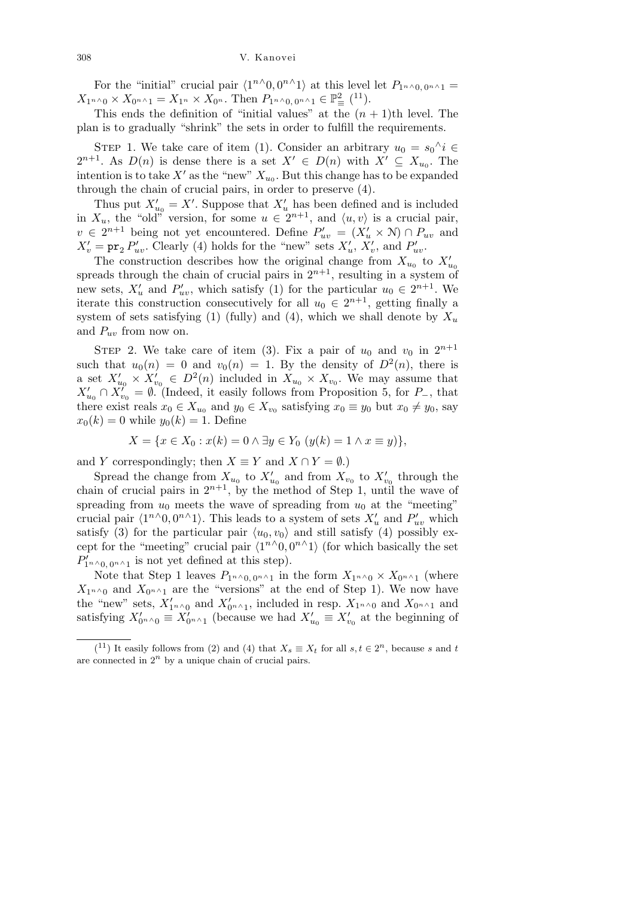For the "initial" crucial pair $\langle 1^n{}^\wedge 0, 0^n{}^\wedge 1\rangle$ at this level let $P_{1^n{}^\wedge 0,\, 0^n{}^\wedge 1} = X_{1^n{}^\wedge 0} \times X_{0^n{}^\wedge 1} = X_{1^n} \times X_{0^n}$. Then $P_{1^n{}^\wedge 0,\, 0^n{}^\wedge 1} \in \mathbb{P}^2_{\equiv}$ ([11]).

This ends the definition of "initial values" at the $(n+1)$th level. The plan is to gradually "shrink" the sets in order to fulfill the requirements.

STEP 1. We take care of item (1). Consider an arbitrary $u_0 = s_0{}^\wedge i \in 2^{n+1}$. As $D(n)$ is dense there is a set $X' \in D(n)$ with $X' \subseteq X_{u_0}$. The intention is to take $X'$ as the "new" $X_{u_0}$. But this change has to be expanded through the chain of crucial pairs, in order to preserve (4).

Thus put $X'_{u_0} = X'$. Suppose that $X'_u$ has been defined and is included in $X_u$, the "old" version, for some $u \in 2^{n+1}$, and $\langle u, v\rangle$ is a crucial pair, $v \in 2^{n+1}$ being not yet encountered. Define $P'_{uv} = (X'_u \times \mathcal{N}) \cap P_{uv}$ and $X'_v = \mathtt{pr}_2\, P'_{uv}$. Clearly (4) holds for the "new" sets $X'_u$, $X'_v$, and $P'_{uv}$.

The construction describes how the original change from $X_{u_0}$ to $X'_{u_0}$ spreads through the chain of crucial pairs in $2^{n+1}$, resulting in a system of new sets, $X'_u$ and $P'_{uv}$, which satisfy (1) for the particular $u_0 \in 2^{n+1}$. We iterate this construction consecutively for all $u_0 \in 2^{n+1}$, getting finally a system of sets satisfying (1) (fully) and (4), which we shall denote by $X_u$ and $P_{uv}$ from now on.

STEP 2. We take care of item (3). Fix a pair of $u_0$ and $v_0$ in $2^{n+1}$ such that $u_0(n) = 0$ and $v_0(n) = 1$. By the density of $D^2(n)$, there is a set $X'_{u_0} \times X'_{v_0} \in D^2(n)$ included in $X_{u_0} \times X_{v_0}$. We may assume that $X'_{u_0} \cap X'_{v_0} = \emptyset$. (Indeed, it easily follows from Proposition 5, for $P_-$, that there exist reals $x_0 \in X_{u_0}$ and $y_0 \in X_{v_0}$ satisfying $x_0 \equiv y_0$ but $x_0 \neq y_0$, say $x_0(k) = 0$ while $y_0(k) = 1$. Define

$$X = \{x \in X_0 : x(k) = 0 \wedge \exists y \in Y_0\ (y(k) = 1 \wedge x \equiv y)\},$$

and $Y$ correspondingly; then $X \equiv Y$ and $X \cap Y = \emptyset$.)

Spread the change from $X_{u_0}$ to $X'_{u_0}$ and from $X_{v_0}$ to $X'_{v_0}$ through the chain of crucial pairs in $2^{n+1}$, by the method of Step 1, until the wave of spreading from $u_0$ meets the wave of spreading from $u_0$ at the "meeting" crucial pair $\langle 1^n{}^\wedge 0, 0^n{}^\wedge 1\rangle$. This leads to a system of sets $X'_u$ and $P'_{uv}$ which satisfy (3) for the particular pair $\langle u_0, v_0\rangle$ and still satisfy (4) possibly except for the "meeting" crucial pair $\langle 1^n{}^\wedge 0, 0^n{}^\wedge 1\rangle$ (for which basically the set $P'_{1^n{}^\wedge 0,\, 0^n{}^\wedge 1}$ is not yet defined at this step).

Note that Step 1 leaves $P_{1^n{}^\wedge 0,\, 0^n{}^\wedge 1}$ in the form $X_{1^n{}^\wedge 0} \times X_{0^n{}^\wedge 1}$ (where $X_{1^n{}^\wedge 0}$ and $X_{0^n{}^\wedge 1}$ are the "versions" at the end of Step 1). We now have the "new" sets, $X'_{1^n{}^\wedge 0}$ and $X'_{0^n{}^\wedge 1}$, included in resp. $X_{1^n{}^\wedge 0}$ and $X_{0^n{}^\wedge 1}$ and satisfying $X'_{0^n{}^\wedge 0} \equiv X'_{0^n{}^\wedge 1}$ (because we had $X'_{u_0} \equiv X'_{v_0}$ at the beginning of

([11]) It easily follows from (2) and (4) that $X_s \equiv X_t$ for all $s, t \in 2^n$, because $s$ and $t$ are connected in $2^n$ by a unique chain of crucial pairs.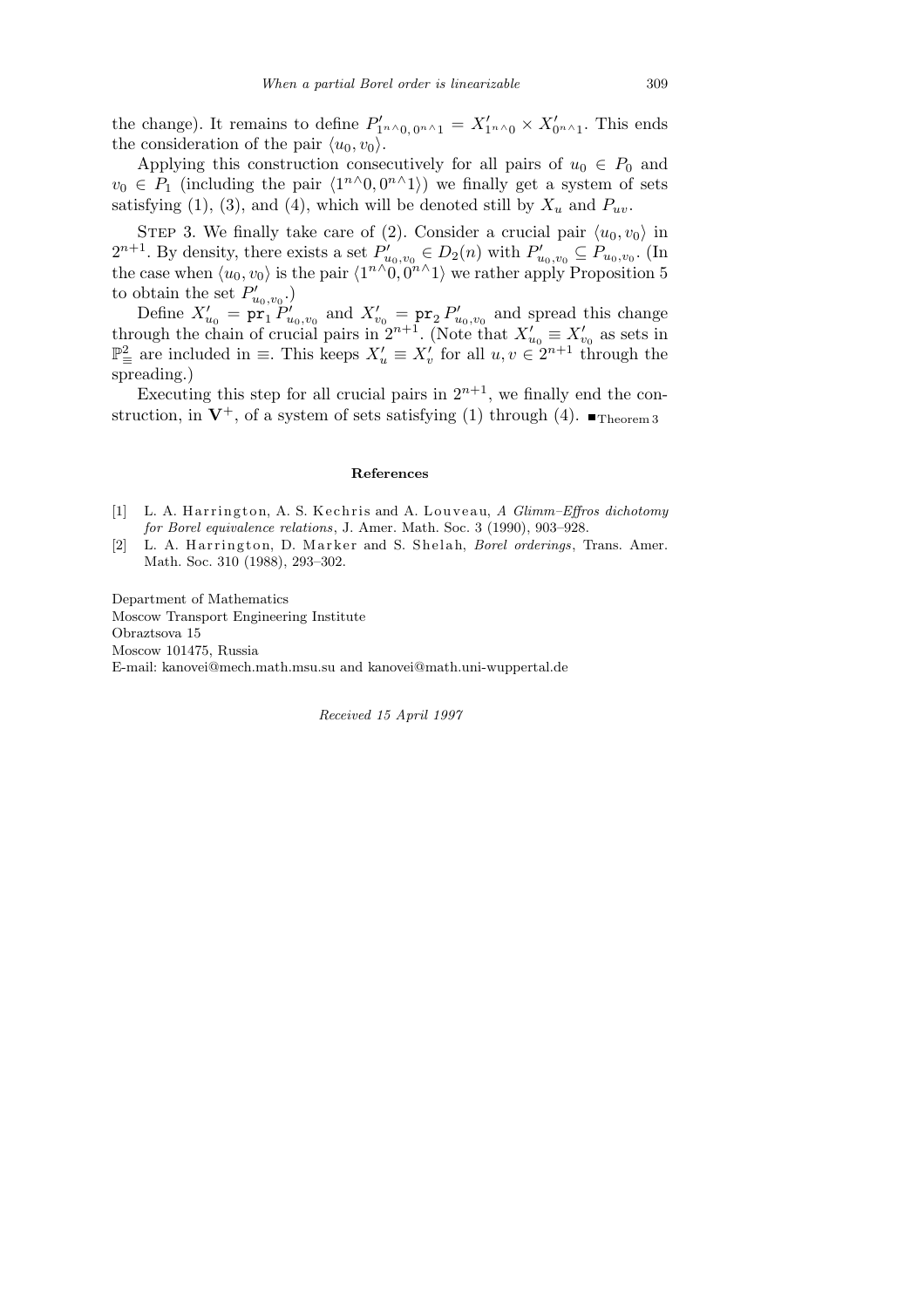the change). It remains to define $P'_{1^n{}^\wedge 0,\, 0^n{}^\wedge 1} = X'_{1^n{}^\wedge 0} \times X'_{0^n{}^\wedge 1}$. This ends the consideration of the pair $\langle u_0, v_0\rangle$.

Applying this construction consecutively for all pairs of $u_0 \in P_0$ and $v_0 \in P_1$ (including the pair $\langle 1^n{}^\wedge 0, 0^n{}^\wedge 1\rangle$) we finally get a system of sets satisfying (1), (3), and (4), which will be denoted still by $X_u$ and $P_{uv}$.

Step 3. We finally take care of (2). Consider a crucial pair $\langle u_0, v_0\rangle$ in $2^{n+1}$. By density, there exists a set $P'_{u_0,v_0} \in D_2(n)$ with $P'_{u_0,v_0} \subseteq P_{u_0,v_0}$. (In the case when $\langle u_0, v_0\rangle$ is the pair $\langle 1^n{}^\wedge 0, 0^n{}^\wedge 1\rangle$ we rather apply Proposition 5 to obtain the set $P'_{u_0,v_0}$.)

Define $X'_{u_0} = \mathtt{pr}_1\, P'_{u_0,v_0}$ and $X'_{v_0} = \mathtt{pr}_2\, P'_{u_0,v_0}$ and spread this change through the chain of crucial pairs in $2^{n+1}$. (Note that $X'_{u_0} \equiv X'_{v_0}$ as sets in $\mathbb{P}^2_{\equiv}$ are included in $\equiv$. This keeps $X'_u \equiv X'_v$ for all $u, v \in 2^{n+1}$ through the spreading.)

Executing this step for all crucial pairs in $2^{n+1}$, we finally end the construction, in $\mathbf{V}^+$, of a system of sets satisfying (1) through (4). ■ Theorem 3

## References

[1] L. A. Harrington, A. S. Kechris and A. Louveau, *A Glimm–Effros dichotomy for Borel equivalence relations*, J. Amer. Math. Soc. 3 (1990), 903–928.

[2] L. A. Harrington, D. Marker and S. Shelah, *Borel orderings*, Trans. Amer. Math. Soc. 310 (1988), 293–302.

Department of Mathematics
Moscow Transport Engineering Institute
Obraztsova 15
Moscow 101475, Russia
E-mail: kanovei@mech.math.msu.su and kanovei@math.uni-wuppertal.de

*Received 15 April 1997*